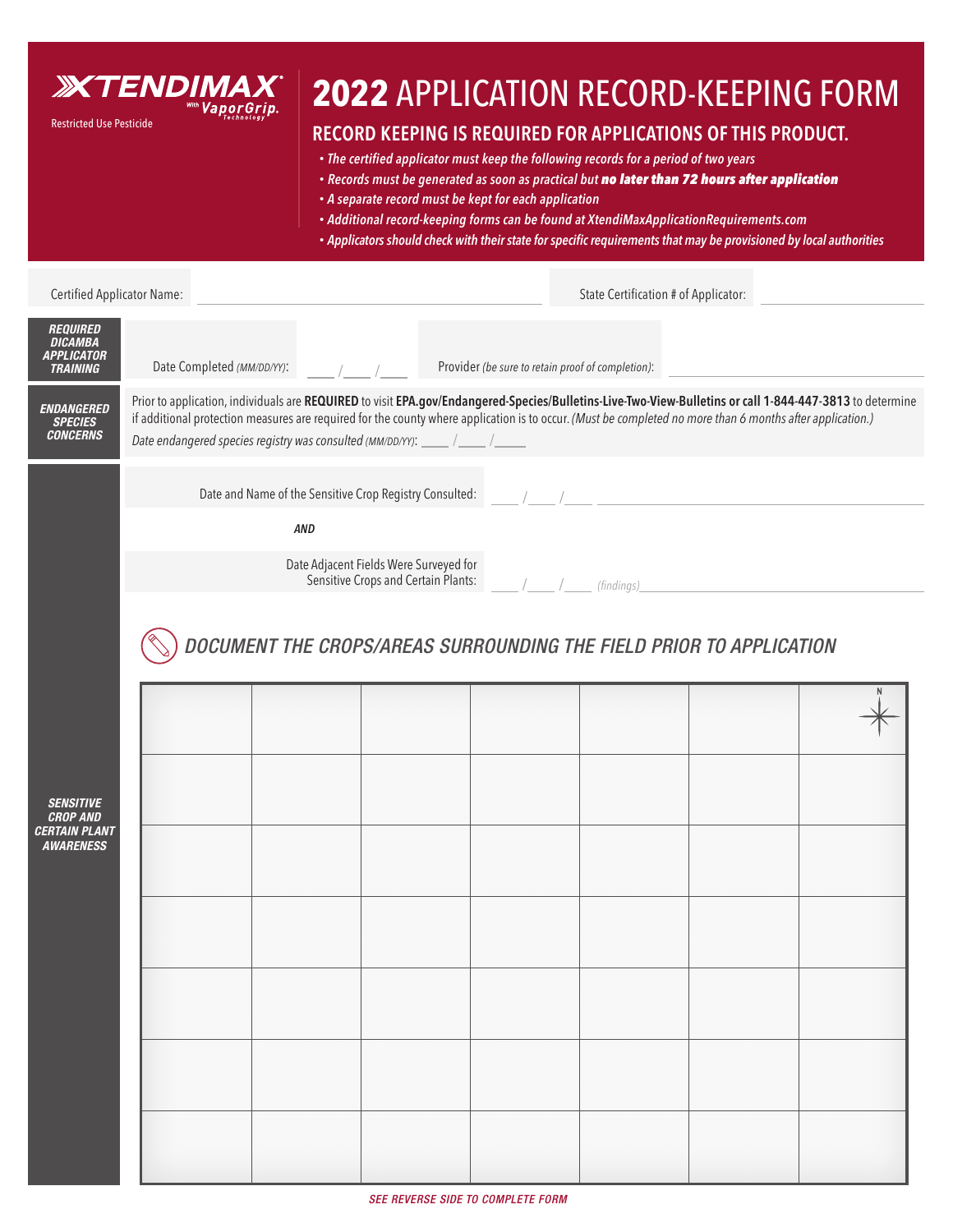**XTENDIMAX** With VaporGrip Technology

Restricted Use Pesticide

# 2022 APPLICATION RECORD-KEEPING FORM

## RECORD KEEPING IS REQUIRED FOR APPLICATIONS OF THIS PRODUCT.

- *The certified applicator must keep the following records for a period of two years*
- *Records must be generated as soon as practical but **no later than 72 hours after application***
- *A separate record must be kept for each application*
- *Additional record-keeping forms can be found at XtendiMaxApplicationRequirements.com*
- *Applicators should check with their state for specific requirements that may be provisioned by local authorities*

Certified Applicator Name: ______________________ State Certification # of Applicator: ______________

***REQUIRED DICAMBA APPLICATOR TRAINING***

Date Completed *(MM/DD/YY)*: ___ /___ /___ Provider *(be sure to retain proof of completion)*: ______________

***ENDANGERED SPECIES CONCERNS***

Prior to application, individuals are **REQUIRED** to visit **EPA.gov/Endangered-Species/Bulletins-Live-Two-View-Bulletins or call 1-844-447-3813** to determine if additional protection measures are required for the county where application is to occur. *(Must be completed no more than 6 months after application.)*

*Date endangered species registry was consulted (MM/DD/YY)*: ___ /___ /___

***SENSITIVE CROP AND CERTAIN PLANT AWARENESS***

Date and Name of the Sensitive Crop Registry Consulted: ___ /___ /___ ______________

***AND***

Date Adjacent Fields Were Surveyed for Sensitive Crops and Certain Plants: ___ /___ /___ *(findings)* ______________

### *DOCUMENT THE CROPS/AREAS SURROUNDING THE FIELD PRIOR TO APPLICATION*

| | | | | | | N |
|---|---|---|---|---|---|---|
| | | | | | | |
| | | | | | | |
| | | | | | | |
| | | | | | | |
| | | | | | | |
| | | | | | | |

***SEE REVERSE SIDE TO COMPLETE FORM***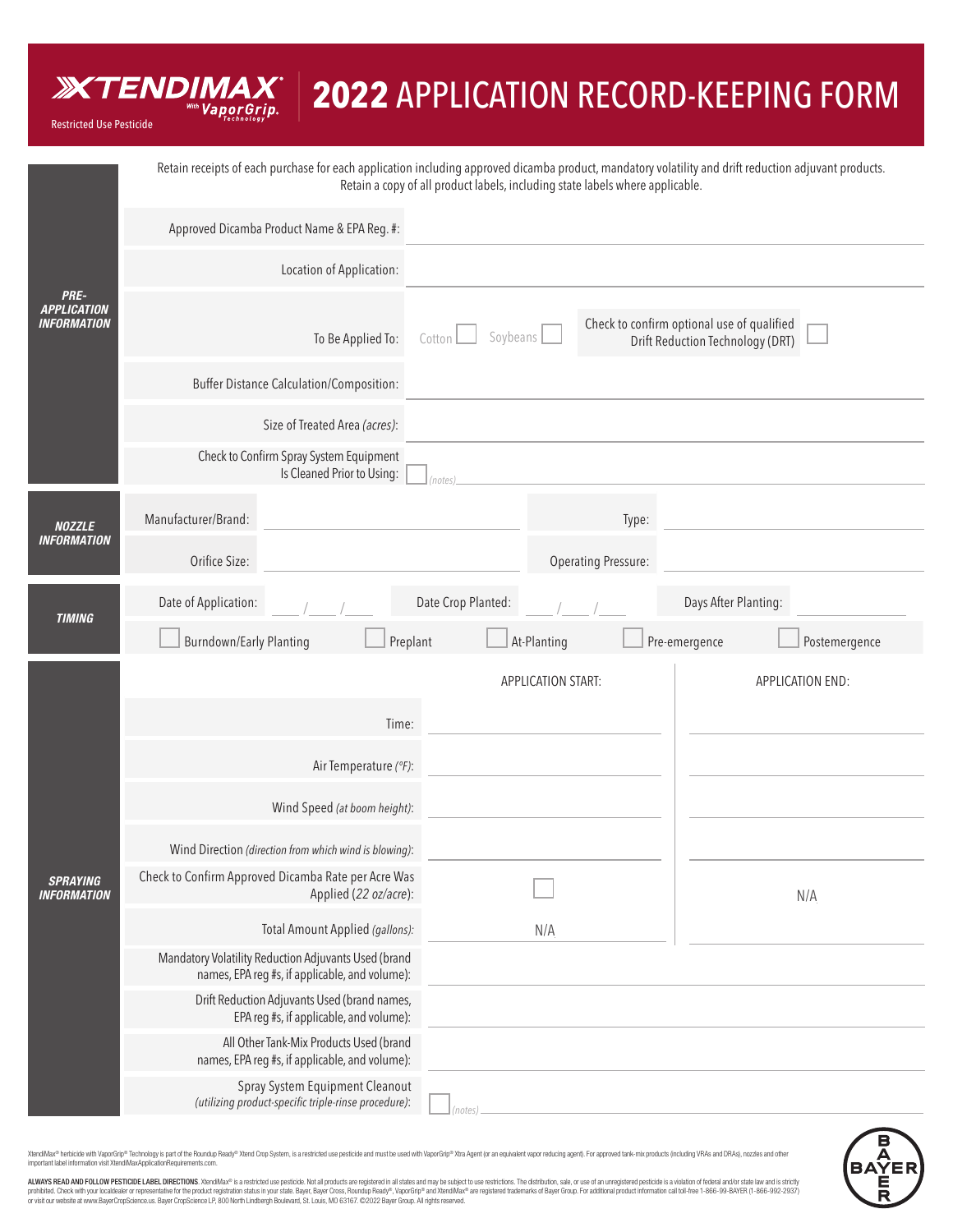# XTENDIMAX With VaporGrip Technology

Restricted Use Pesticide

# 2022 APPLICATION RECORD-KEEPING FORM

Retain receipts of each purchase for each application including approved dicamba product, mandatory volatility and drift reduction adjuvant products. Retain a copy of all product labels, including state labels where applicable.

## PRE-APPLICATION INFORMATION

| | |
|---|---|
| Approved Dicamba Product Name & EPA Reg. #: | |
| Location of Application: | |
| To Be Applied To: | Cotton ☐ Soybeans ☐ — Check to confirm optional use of qualified Drift Reduction Technology (DRT) ☐ |
| Buffer Distance Calculation/Composition: | |
| Size of Treated Area *(acres)*: | |
| Check to Confirm Spray System Equipment Is Cleaned Prior to Using: | ☐ *(notes)* |

## NOZZLE INFORMATION

| | | | |
|---|---|---|---|
| Manufacturer/Brand: | | Type: | |
| Orifice Size: | | Operating Pressure: | |

## TIMING

| | | | | | |
|---|---|---|---|---|---|
| Date of Application: | ___/___/___ | Date Crop Planted: | ___/___/___ | Days After Planting: | |

☐ Burndown/Early Planting ☐ Preplant ☐ At-Planting ☐ Pre-emergence ☐ Postemergence

## SPRAYING INFORMATION

| | APPLICATION START: | APPLICATION END: |
|---|---|---|
| Time: | | |
| Air Temperature *(°F)*: | | |
| Wind Speed *(at boom height)*: | | |
| Wind Direction *(direction from which wind is blowing)*: | | |
| Check to Confirm Approved Dicamba Rate per Acre Was Applied (*22 oz/acre*): | ☐ | N/A |
| Total Amount Applied *(gallons)*: | N/A | |
| Mandatory Volatility Reduction Adjuvants Used (brand names, EPA reg #s, if applicable, and volume): | | |
| Drift Reduction Adjuvants Used (brand names, EPA reg #s, if applicable, and volume): | | |
| All Other Tank-Mix Products Used (brand names, EPA reg #s, if applicable, and volume): | | |
| Spray System Equipment Cleanout *(utilizing product-specific triple-rinse procedure)*: | ☐ *(notes)* | |

XtendiMax® herbicide with VaporGrip® Technology is part of the Roundup Ready® Xtend Crop System, is a restricted use pesticide and must be used with VaporGrip® Xtra Agent (or an equivalent vapor reducing agent). For approved tank-mix products (including VRAs and DRAs), nozzles and other important label information visit XtendiMaxApplicationRequirements.com.

**ALWAYS READ AND FOLLOW PESTICIDE LABEL DIRECTIONS.** XtendiMax® is a restricted use pesticide. Not all products are registered in all states and may be subject to use restrictions. The distribution, sale, or use of an unregistered pesticide is a violation of federal and/or state law and is strictly prohibited. Check with your local dealer or representative for the product registration status in your state. Bayer, Bayer Cross, Roundup Ready®, VaporGrip® and XtendiMax® are registered trademarks of Bayer Group. For additional product information call toll-free 1-866-99-BAYER (1-866-992-2937) or visit our website at www.BayerCropScience.us. Bayer CropScience LP, 800 North Lindbergh Boulevard, St. Louis, MO 63167. ©2022 Bayer Group. All rights reserved.

BAYER